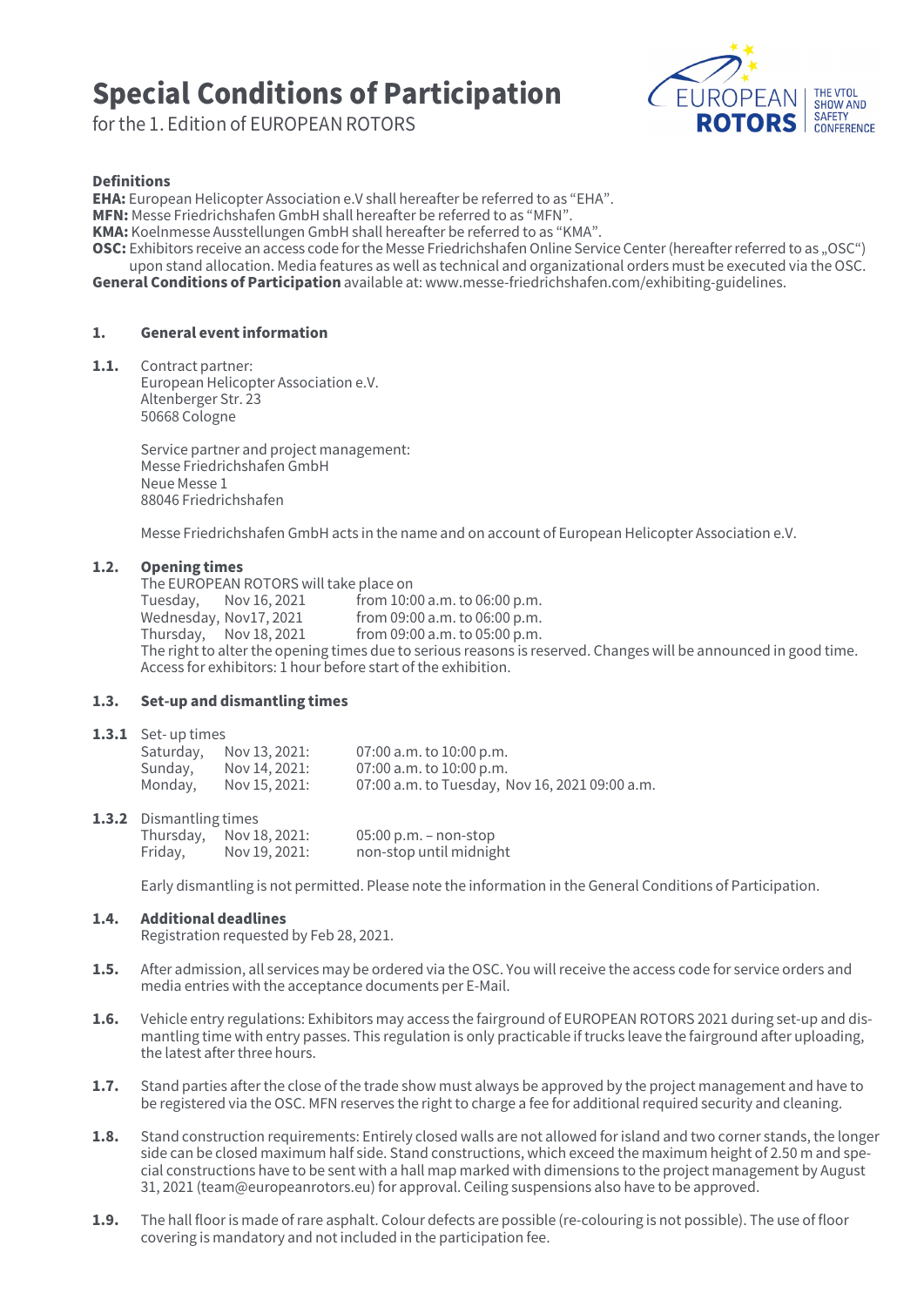# Special Conditions of Participation

for the 1. Edition of EUROPEAN ROTORS

### Definitions

**EHA:** European Helicopter Association e.V shall hereafter be referred to as "EHA".
**MFN:** Messe Friedrichshafen GmbH shall hereafter be referred to as "MFN".
**KMA:** Koelnmesse Ausstellungen GmbH shall hereafter be referred to as "KMA".
**OSC:** Exhibitors receive an access code for the Messe Friedrichshafen Online Service Center (hereafter referred to as „OSC") upon stand allocation. Media features as well as technical and organizational orders must be executed via the OSC.
**General Conditions of Participation** available at: www.messe-friedrichshafen.com/exhibiting-guidelines.

## 1. General event information

**1.1.** Contract partner:
European Helicopter Association e.V.
Altenberger Str. 23
50668 Cologne

Service partner and project management:
Messe Friedrichshafen GmbH
Neue Messe 1
88046 Friedrichshafen

Messe Friedrichshafen GmbH acts in the name and on account of European Helicopter Association e.V.

**1.2. Opening times**
The EUROPEAN ROTORS will take place on

| | | |
|---|---|---|
| Tuesday, | Nov 16, 2021 | from 10:00 a.m. to 06:00 p.m. |
| Wednesday, | Nov17, 2021 | from 09:00 a.m. to 06:00 p.m. |
| Thursday, | Nov 18, 2021 | from 09:00 a.m. to 05:00 p.m. |

The right to alter the opening times due to serious reasons is reserved. Changes will be announced in good time.
Access for exhibitors: 1 hour before start of the exhibition.

**1.3. Set-up and dismantling times**

**1.3.1** Set- up times

| | | |
|---|---|---|
| Saturday, | Nov 13, 2021: | 07:00 a.m. to 10:00 p.m. |
| Sunday, | Nov 14, 2021: | 07:00 a.m. to 10:00 p.m. |
| Monday, | Nov 15, 2021: | 07:00 a.m. to Tuesday, Nov 16, 2021 09:00 a.m. |

**1.3.2** Dismantling times

| | | |
|---|---|---|
| Thursday, | Nov 18, 2021: | 05:00 p.m. – non-stop |
| Friday, | Nov 19, 2021: | non-stop until midnight |

Early dismantling is not permitted. Please note the information in the General Conditions of Participation.

**1.4. Additional deadlines**
Registration requested by Feb 28, 2021.

**1.5.** After admission, all services may be ordered via the OSC. You will receive the access code for service orders and media entries with the acceptance documents per E-Mail.

**1.6.** Vehicle entry regulations: Exhibitors may access the fairground of EUROPEAN ROTORS 2021 during set-up and dismantling time with entry passes. This regulation is only practicable if trucks leave the fairground after uploading, the latest after three hours.

**1.7.** Stand parties after the close of the trade show must always be approved by the project management and have to be registered via the OSC. MFN reserves the right to charge a fee for additional required security and cleaning.

**1.8.** Stand construction requirements: Entirely closed walls are not allowed for island and two corner stands, the longer side can be closed maximum half side. Stand constructions, which exceed the maximum height of 2.50 m and special constructions have to be sent with a hall map marked with dimensions to the project management by August 31, 2021 (team@europeanrotors.eu) for approval. Ceiling suspensions also have to be approved.

**1.9.** The hall floor is made of rare asphalt. Colour defects are possible (re-colouring is not possible). The use of floor covering is mandatory and not included in the participation fee.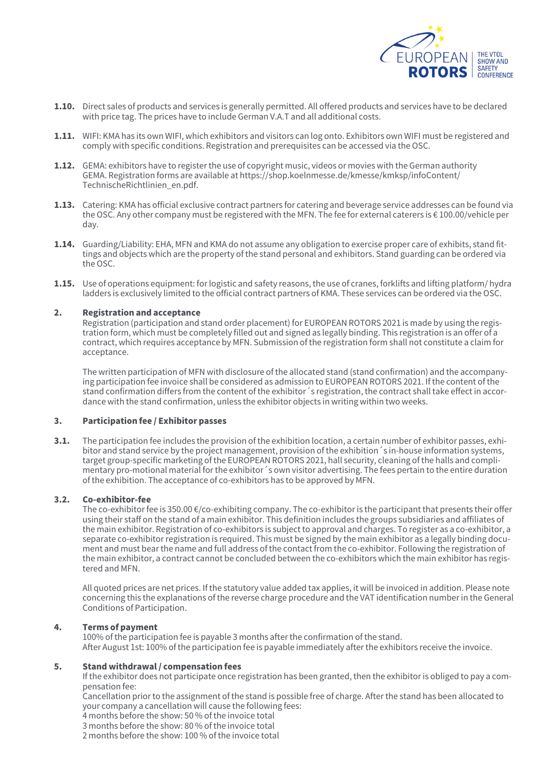**1.10.** Direct sales of products and services is generally permitted. All offered products and services have to be declared with price tag. The prices have to include German V.A.T and all additional costs.

**1.11.** WIFI: KMA has its own WIFI, which exhibitors and visitors can log onto. Exhibitors own WIFI must be registered and comply with specific conditions. Registration and prerequisites can be accessed via the OSC.

**1.12.** GEMA: exhibitors have to register the use of copyright music, videos or movies with the German authority GEMA. Registration forms are available at https://shop.koelnmesse.de/kmesse/kmksp/infoContent/TechnischeRichtlinien_en.pdf.

**1.13.** Catering: KMA has official exclusive contract partners for catering and beverage service addresses can be found via the OSC. Any other company must be registered with the MFN. The fee for external caterers is € 100.00/vehicle per day.

**1.14.** Guarding/Liability: EHA, MFN and KMA do not assume any obligation to exercise proper care of exhibits, stand fittings and objects which are the property of the stand personal and exhibitors. Stand guarding can be ordered via the OSC.

**1.15.** Use of operations equipment: for logistic and safety reasons, the use of cranes, forklifts and lifting platform/ hydra ladders is exclusively limited to the official contract partners of KMA. These services can be ordered via the OSC.

## 2. Registration and acceptance

Registration (participation and stand order placement) for EUROPEAN ROTORS 2021 is made by using the registration form, which must be completely filled out and signed as legally binding. This registration is an offer of a contract, which requires acceptance by MFN. Submission of the registration form shall not constitute a claim for acceptance.

The written participation of MFN with disclosure of the allocated stand (stand confirmation) and the accompanying participation fee invoice shall be considered as admission to EUROPEAN ROTORS 2021. If the content of the stand confirmation differs from the content of the exhibitor´s registration, the contract shall take effect in accordance with the stand confirmation, unless the exhibitor objects in writing within two weeks.

## 3. Participation fee / Exhibitor passes

**3.1.** The participation fee includes the provision of the exhibition location, a certain number of exhibitor passes, exhibitor and stand service by the project management, provision of the exhibition´s in-house information systems, target group-specific marketing of the EUROPEAN ROTORS 2021, hall security, cleaning of the halls and complimentary pro-motional material for the exhibitor´s own visitor advertising. The fees pertain to the entire duration of the exhibition. The acceptance of co-exhibitors has to be approved by MFN.

**3.2. Co-exhibitor-fee**

The co-exhibitor fee is 350.00 €/co-exhibiting company. The co-exhibitor is the participant that presents their offer using their staff on the stand of a main exhibitor. This definition includes the groups subsidiaries and affiliates of the main exhibitor. Registration of co-exhibitors is subject to approval and charges. To register as a co-exhibitor, a separate co-exhibitor registration is required. This must be signed by the main exhibitor as a legally binding document and must bear the name and full address of the contact from the co-exhibitor. Following the registration of the main exhibitor, a contract cannot be concluded between the co-exhibitors which the main exhibitor has registered and MFN.

All quoted prices are net prices. If the statutory value added tax applies, it will be invoiced in addition. Please note concerning this the explanations of the reverse charge procedure and the VAT identification number in the General Conditions of Participation.

## 4. Terms of payment

100% of the participation fee is payable 3 months after the confirmation of the stand.
After August 1st: 100% of the participation fee is payable immediately after the exhibitors receive the invoice.

## 5. Stand withdrawal / compensation fees

If the exhibitor does not participate once registration has been granted, then the exhibitor is obliged to pay a compensation fee:
Cancellation prior to the assignment of the stand is possible free of charge. After the stand has been allocated to your company a cancellation will cause the following fees:
4 months before the show: 50 % of the invoice total
3 months before the show: 80 % of the invoice total
2 months before the show: 100 % of the invoice total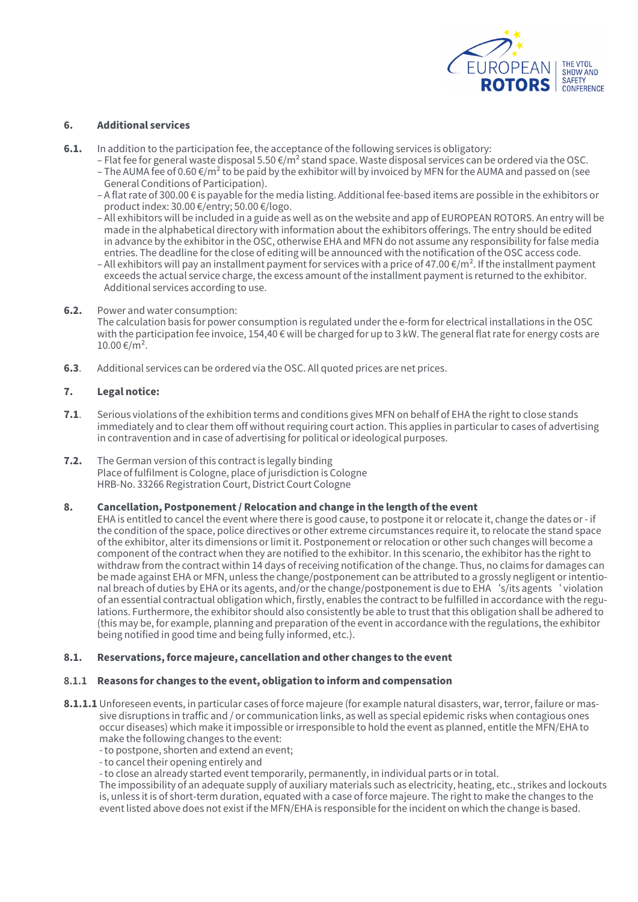## 6. Additional services

**6.1.** In addition to the participation fee, the acceptance of the following services is obligatory:

- Flat fee for general waste disposal 5.50 €/m² stand space. Waste disposal services can be ordered via the OSC.
- The AUMA fee of 0.60 €/m² to be paid by the exhibitor will by invoiced by MFN for the AUMA and passed on (see General Conditions of Participation).
- A flat rate of 300.00 € is payable for the media listing. Additional fee-based items are possible in the exhibitors or product index: 30.00 €/entry; 50.00 €/logo.
- All exhibitors will be included in a guide as well as on the website and app of EUROPEAN ROTORS. An entry will be made in the alphabetical directory with information about the exhibitors offerings. The entry should be edited in advance by the exhibitor in the OSC, otherwise EHA and MFN do not assume any responsibility for false media entries. The deadline for the close of editing will be announced with the notification of the OSC access code.
- All exhibitors will pay an installment payment for services with a price of 47.00 €/m². If the installment payment exceeds the actual service charge, the excess amount of the installment payment is returned to the exhibitor. Additional services according to use.

**6.2.** Power and water consumption:
The calculation basis for power consumption is regulated under the e-form for electrical installations in the OSC with the participation fee invoice, 154,40 € will be charged for up to 3 kW. The general flat rate for energy costs are 10.00 €/m².

**6.3**. Additional services can be ordered via the OSC. All quoted prices are net prices.

## 7. Legal notice:

**7.1**. Serious violations of the exhibition terms and conditions gives MFN on behalf of EHA the right to close stands immediately and to clear them off without requiring court action. This applies in particular to cases of advertising in contravention and in case of advertising for political or ideological purposes.

**7.2.** The German version of this contract is legally binding
Place of fulfilment is Cologne, place of jurisdiction is Cologne
HRB-No. 33266 Registration Court, District Court Cologne

## 8. Cancellation, Postponement / Relocation and change in the length of the event

EHA is entitled to cancel the event where there is good cause, to postpone it or relocate it, change the dates or - if the condition of the space, police directives or other extreme circumstances require it, to relocate the stand space of the exhibitor, alter its dimensions or limit it. Postponement or relocation or other such changes will become a component of the contract when they are notified to the exhibitor. In this scenario, the exhibitor has the right to withdraw from the contract within 14 days of receiving notification of the change. Thus, no claims for damages can be made against EHA or MFN, unless the change/postponement can be attributed to a grossly negligent or intentional breach of duties by EHA or its agents, and/or the change/postponement is due to EHA 's/its agents ' violation of an essential contractual obligation which, firstly, enables the contract to be fulfilled in accordance with the regulations. Furthermore, the exhibitor should also consistently be able to trust that this obligation shall be adhered to (this may be, for example, planning and preparation of the event in accordance with the regulations, the exhibitor being notified in good time and being fully informed, etc.).

### 8.1. Reservations, force majeure, cancellation and other changes to the event

#### 8.1.1 Reasons for changes to the event, obligation to inform and compensation

**8.1.1.1** Unforeseen events, in particular cases of force majeure (for example natural disasters, war, terror, failure or massive disruptions in traffic and / or communication links, as well as special epidemic risks when contagious ones occur diseases) which make it impossible or irresponsible to hold the event as planned, entitle the MFN/EHA to make the following changes to the event:

- to postpone, shorten and extend an event;
- to cancel their opening entirely and
- to close an already started event temporarily, permanently, in individual parts or in total.

The impossibility of an adequate supply of auxiliary materials such as electricity, heating, etc., strikes and lockouts is, unless it is of short-term duration, equated with a case of force majeure. The right to make the changes to the event listed above does not exist if the MFN/EHA is responsible for the incident on which the change is based.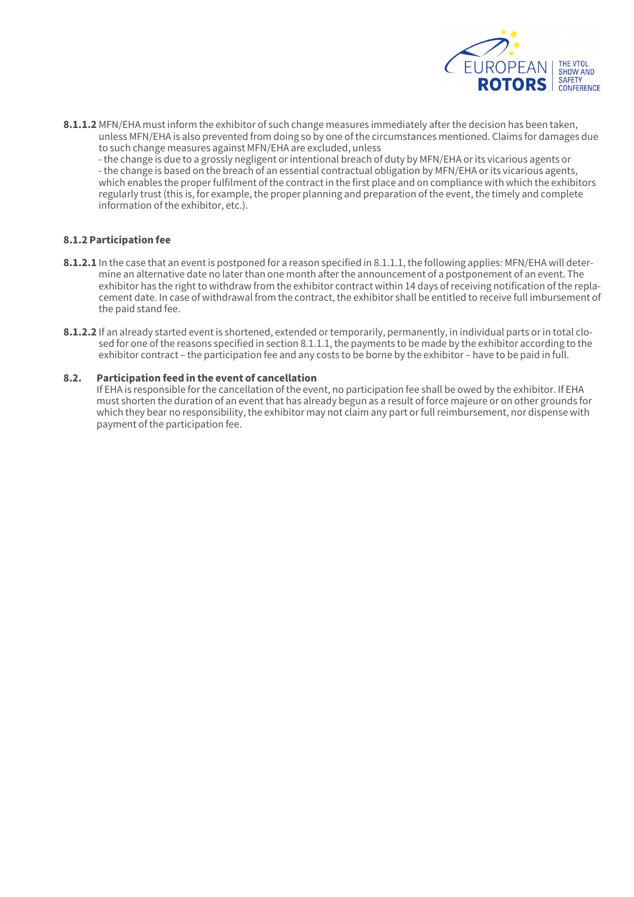**8.1.1.2** MFN/EHA must inform the exhibitor of such change measures immediately after the decision has been taken, unless MFN/EHA is also prevented from doing so by one of the circumstances mentioned. Claims for damages due to such change measures against MFN/EHA are excluded, unless

- the change is due to a grossly negligent or intentional breach of duty by MFN/EHA or its vicarious agents or
- the change is based on the breach of an essential contractual obligation by MFN/EHA or its vicarious agents, which enables the proper fulfilment of the contract in the first place and on compliance with which the exhibitors regularly trust (this is, for example, the proper planning and preparation of the event, the timely and complete information of the exhibitor, etc.).

### 8.1.2 Participation fee

**8.1.2.1** In the case that an event is postponed for a reason specified in 8.1.1.1, the following applies: MFN/EHA will determine an alternative date no later than one month after the announcement of a postponement of an event. The exhibitor has the right to withdraw from the exhibitor contract within 14 days of receiving notification of the replacement date. In case of withdrawal from the contract, the exhibitor shall be entitled to receive full imbursement of the paid stand fee.

**8.1.2.2** If an already started event is shortened, extended or temporarily, permanently, in individual parts or in total closed for one of the reasons specified in section 8.1.1.1, the payments to be made by the exhibitor according to the exhibitor contract – the participation fee and any costs to be borne by the exhibitor – have to be paid in full.

### 8.2. Participation feed in the event of cancellation

If EHA is responsible for the cancellation of the event, no participation fee shall be owed by the exhibitor. If EHA must shorten the duration of an event that has already begun as a result of force majeure or on other grounds for which they bear no responsibility, the exhibitor may not claim any part or full reimbursement, nor dispense with payment of the participation fee.